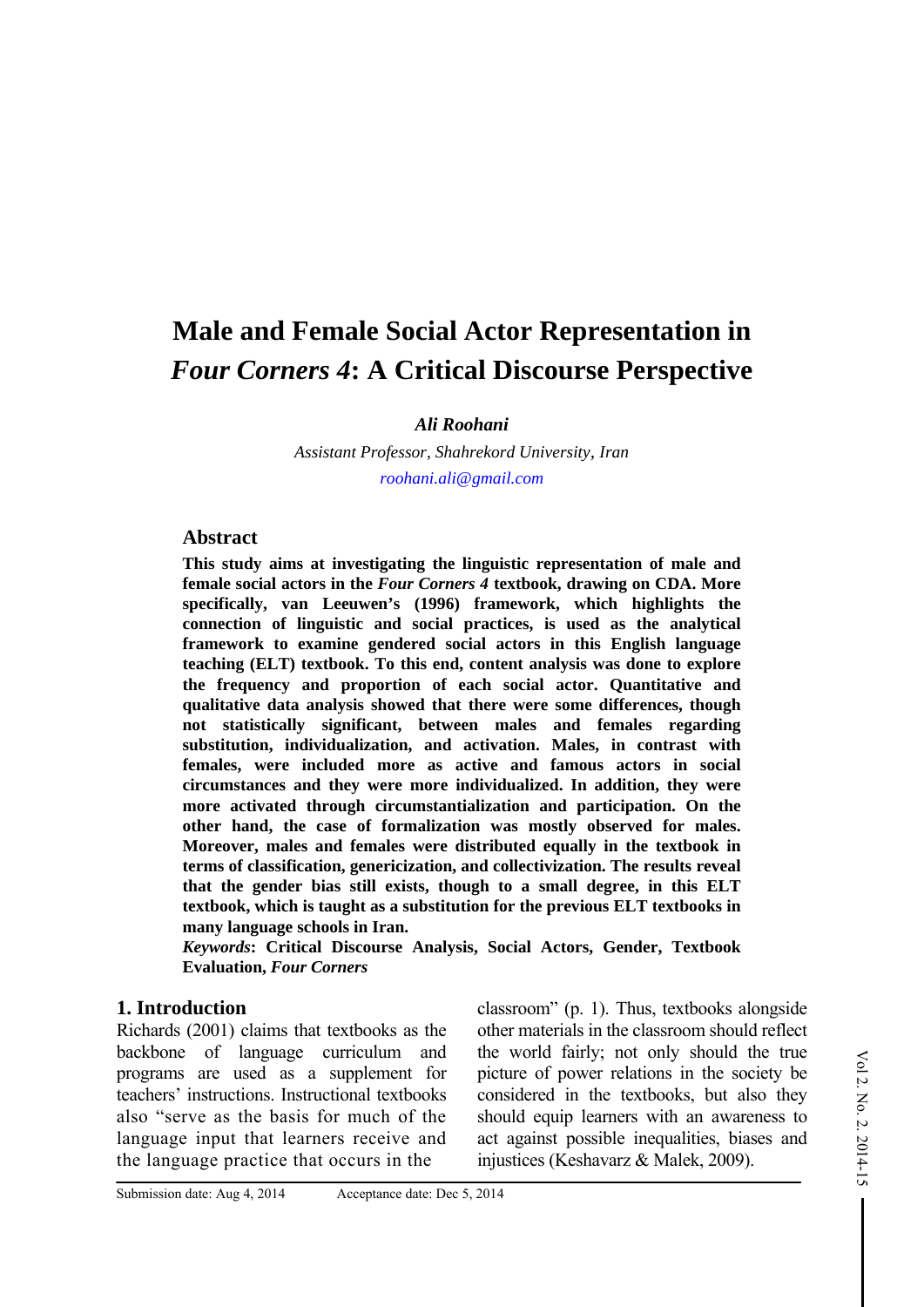# Male and Female Social Actor Representation in *Four Corners 4*: A Critical Discourse Perspective

***Ali Roohani***

*Assistant Professor, Shahrekord University, Iran*

*roohani.ali@gmail.com*

## Abstract

**This study aims at investigating the linguistic representation of male and female social actors in the *Four Corners 4* textbook, drawing on CDA. More specifically, van Leeuwen's (1996) framework, which highlights the connection of linguistic and social practices, is used as the analytical framework to examine gendered social actors in this English language teaching (ELT) textbook. To this end, content analysis was done to explore the frequency and proportion of each social actor. Quantitative and qualitative data analysis showed that there were some differences, though not statistically significant, between males and females regarding substitution, individualization, and activation. Males, in contrast with females, were included more as active and famous actors in social circumstances and they were more individualized. In addition, they were more activated through circumstantialization and participation. On the other hand, the case of formalization was mostly observed for males. Moreover, males and females were distributed equally in the textbook in terms of classification, genericization, and collectivization. The results reveal that the gender bias still exists, though to a small degree, in this ELT textbook, which is taught as a substitution for the previous ELT textbooks in many language schools in Iran.**

***Keywords*: Critical Discourse Analysis, Social Actors, Gender, Textbook Evaluation, *Four Corners***

## 1. Introduction

Richards (2001) claims that textbooks as the backbone of language curriculum and programs are used as a supplement for teachers' instructions. Instructional textbooks also "serve as the basis for much of the language input that learners receive and the language practice that occurs in the classroom" (p. 1). Thus, textbooks alongside other materials in the classroom should reflect the world fairly; not only should the true picture of power relations in the society be considered in the textbooks, but also they should equip learners with an awareness to act against possible inequalities, biases and injustices (Keshavarz & Malek, 2009).

Submission date: Aug 4, 2014 Acceptance date: Dec 5, 2014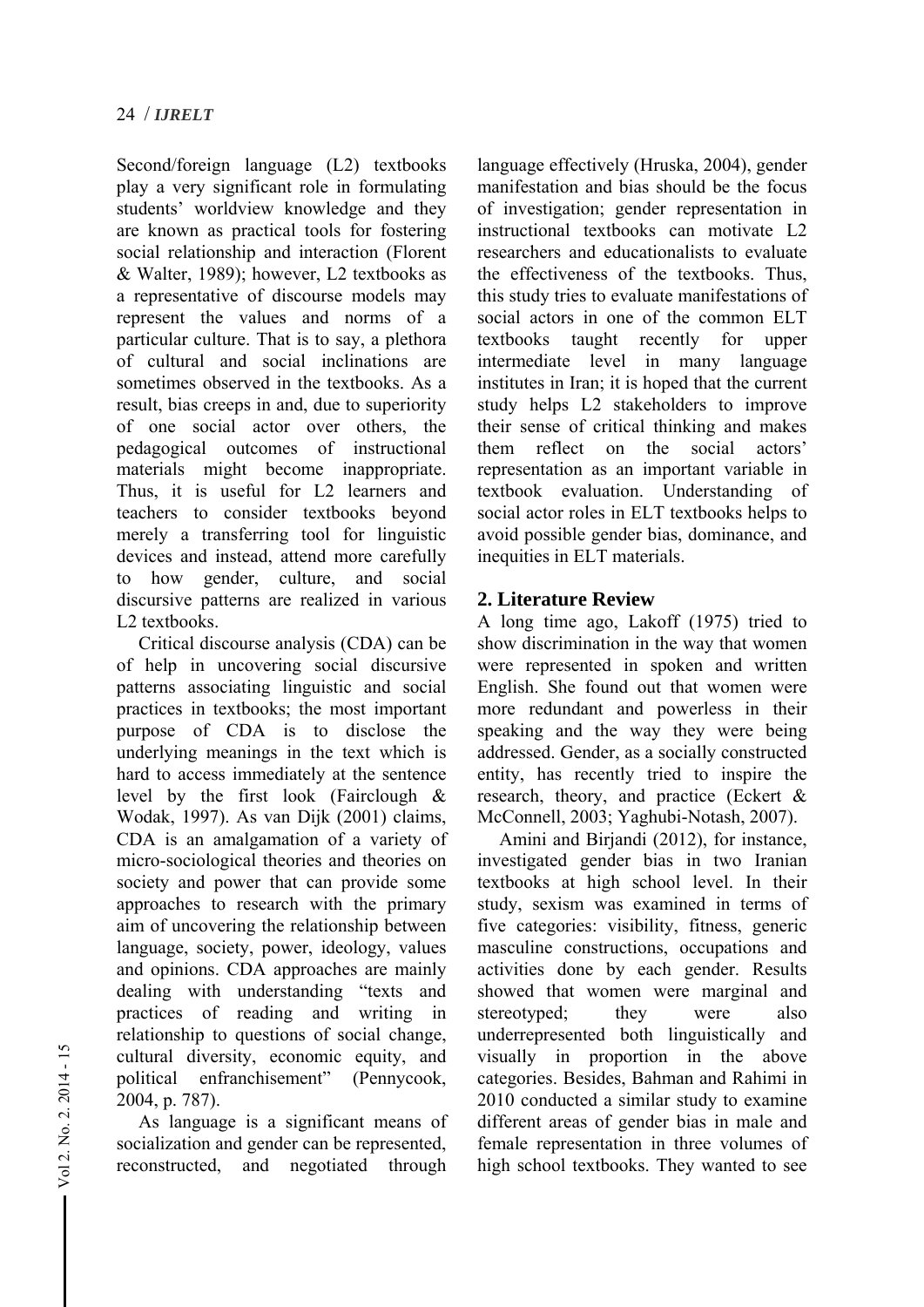Second/foreign language (L2) textbooks play a very significant role in formulating students' worldview knowledge and they are known as practical tools for fostering social relationship and interaction (Florent & Walter, 1989); however, L2 textbooks as a representative of discourse models may represent the values and norms of a particular culture. That is to say, a plethora of cultural and social inclinations are sometimes observed in the textbooks. As a result, bias creeps in and, due to superiority of one social actor over others, the pedagogical outcomes of instructional materials might become inappropriate. Thus, it is useful for L2 learners and teachers to consider textbooks beyond merely a transferring tool for linguistic devices and instead, attend more carefully to how gender, culture, and social discursive patterns are realized in various L2 textbooks.

Critical discourse analysis (CDA) can be of help in uncovering social discursive patterns associating linguistic and social practices in textbooks; the most important purpose of CDA is to disclose the underlying meanings in the text which is hard to access immediately at the sentence level by the first look (Fairclough & Wodak, 1997). As van Dijk (2001) claims, CDA is an amalgamation of a variety of micro-sociological theories and theories on society and power that can provide some approaches to research with the primary aim of uncovering the relationship between language, society, power, ideology, values and opinions. CDA approaches are mainly dealing with understanding "texts and practices of reading and writing in relationship to questions of social change, cultural diversity, economic equity, and political enfranchisement" (Pennycook, 2004, p. 787).

As language is a significant means of socialization and gender can be represented, reconstructed, and negotiated through language effectively (Hruska, 2004), gender manifestation and bias should be the focus of investigation; gender representation in instructional textbooks can motivate L2 researchers and educationalists to evaluate the effectiveness of the textbooks. Thus, this study tries to evaluate manifestations of social actors in one of the common ELT textbooks taught recently for upper intermediate level in many language institutes in Iran; it is hoped that the current study helps L2 stakeholders to improve their sense of critical thinking and makes them reflect on the social actors' representation as an important variable in textbook evaluation. Understanding of social actor roles in ELT textbooks helps to avoid possible gender bias, dominance, and inequities in ELT materials.

## 2. Literature Review

A long time ago, Lakoff (1975) tried to show discrimination in the way that women were represented in spoken and written English. She found out that women were more redundant and powerless in their speaking and the way they were being addressed. Gender, as a socially constructed entity, has recently tried to inspire the research, theory, and practice (Eckert & McConnell, 2003; Yaghubi-Notash, 2007).

Amini and Birjandi (2012), for instance, investigated gender bias in two Iranian textbooks at high school level. In their study, sexism was examined in terms of five categories: visibility, fitness, generic masculine constructions, occupations and activities done by each gender. Results showed that women were marginal and stereotyped; they were also underrepresented both linguistically and visually in proportion in the above categories. Besides, Bahman and Rahimi in 2010 conducted a similar study to examine different areas of gender bias in male and female representation in three volumes of high school textbooks. They wanted to see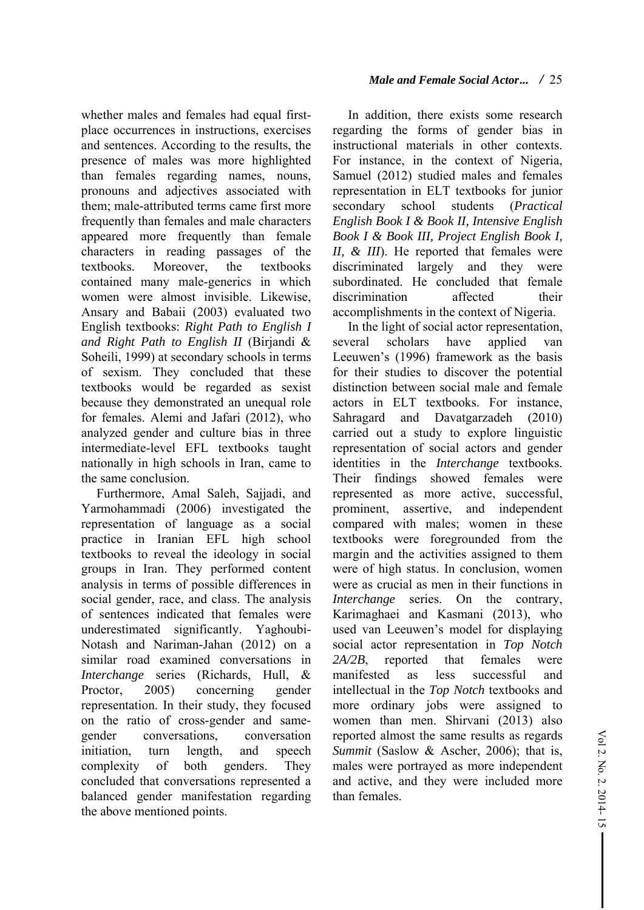whether males and females had equal first-place occurrences in instructions, exercises and sentences. According to the results, the presence of males was more highlighted than females regarding names, nouns, pronouns and adjectives associated with them; male-attributed terms came first more frequently than females and male characters appeared more frequently than female characters in reading passages of the textbooks. Moreover, the textbooks contained many male-generics in which women were almost invisible. Likewise, Ansary and Babaii (2003) evaluated two English textbooks: *Right Path to English I and Right Path to English II* (Birjandi & Soheili, 1999) at secondary schools in terms of sexism. They concluded that these textbooks would be regarded as sexist because they demonstrated an unequal role for females. Alemi and Jafari (2012), who analyzed gender and culture bias in three intermediate-level EFL textbooks taught nationally in high schools in Iran, came to the same conclusion.

Furthermore, Amal Saleh, Sajjadi, and Yarmohammadi (2006) investigated the representation of language as a social practice in Iranian EFL high school textbooks to reveal the ideology in social groups in Iran. They performed content analysis in terms of possible differences in social gender, race, and class. The analysis of sentences indicated that females were underestimated significantly. Yaghoubi-Notash and Nariman-Jahan (2012) on a similar road examined conversations in *Interchange* series (Richards, Hull, & Proctor, 2005) concerning gender representation. In their study, they focused on the ratio of cross-gender and same-gender conversations, conversation initiation, turn length, and speech complexity of both genders. They concluded that conversations represented a balanced gender manifestation regarding the above mentioned points.

In addition, there exists some research regarding the forms of gender bias in instructional materials in other contexts. For instance, in the context of Nigeria, Samuel (2012) studied males and females representation in ELT textbooks for junior secondary school students (*Practical English Book I & Book II, Intensive English Book I & Book III, Project English Book I, II, & III*). He reported that females were discriminated largely and they were subordinated. He concluded that female discrimination affected their accomplishments in the context of Nigeria.

In the light of social actor representation, several scholars have applied van Leeuwen's (1996) framework as the basis for their studies to discover the potential distinction between social male and female actors in ELT textbooks. For instance, Sahragard and Davatgarzadeh (2010) carried out a study to explore linguistic representation of social actors and gender identities in the *Interchange* textbooks. Their findings showed females were represented as more active, successful, prominent, assertive, and independent compared with males; women in these textbooks were foregrounded from the margin and the activities assigned to them were of high status. In conclusion, women were as crucial as men in their functions in *Interchange* series. On the contrary, Karimaghaei and Kasmani (2013), who used van Leeuwen's model for displaying social actor representation in *Top Notch 2A/2B*, reported that females were manifested as less successful and intellectual in the *Top Notch* textbooks and more ordinary jobs were assigned to women than men. Shirvani (2013) also reported almost the same results as regards *Summit* (Saslow & Ascher, 2006); that is, males were portrayed as more independent and active, and they were included more than females.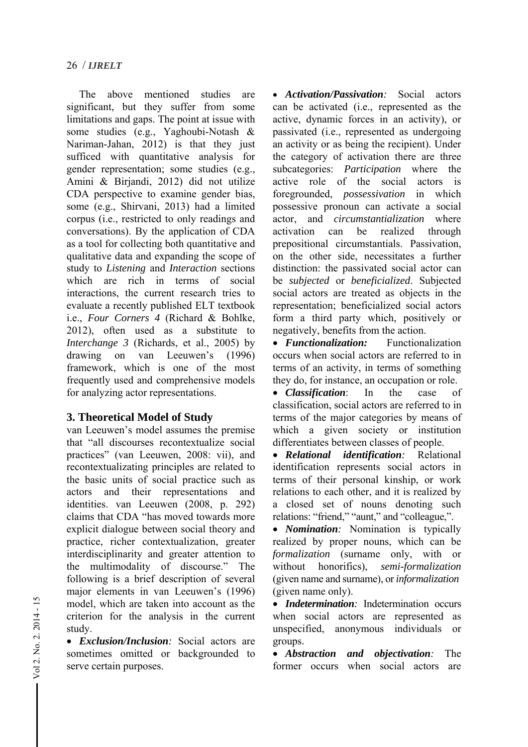The above mentioned studies are significant, but they suffer from some limitations and gaps. The point at issue with some studies (e.g., Yaghoubi-Notash & Nariman-Jahan, 2012) is that they just sufficed with quantitative analysis for gender representation; some studies (e.g., Amini & Birjandi, 2012) did not utilize CDA perspective to examine gender bias, some (e.g., Shirvani, 2013) had a limited corpus (i.e., restricted to only readings and conversations). By the application of CDA as a tool for collecting both quantitative and qualitative data and expanding the scope of study to *Listening* and *Interaction* sections which are rich in terms of social interactions, the current research tries to evaluate a recently published ELT textbook i.e., *Four Corners 4* (Richard & Bohlke, 2012), often used as a substitute to *Interchange 3* (Richards, et al., 2005) by drawing on van Leeuwen's (1996) framework, which is one of the most frequently used and comprehensive models for analyzing actor representations.

## 3. Theoretical Model of Study

van Leeuwen's model assumes the premise that "all discourses recontextualize social practices" (van Leeuwen, 2008: vii), and recontextualizating principles are related to the basic units of social practice such as actors and their representations and identities. van Leeuwen (2008, p. 292) claims that CDA "has moved towards more explicit dialogue between social theory and practice, richer contextualization, greater interdisciplinarity and greater attention to the multimodality of discourse." The following is a brief description of several major elements in van Leeuwen's (1996) model, which are taken into account as the criterion for the analysis in the current study.

- ***Exclusion/Inclusion:*** Social actors are sometimes omitted or backgrounded to serve certain purposes.
- ***Activation/Passivation:*** Social actors can be activated (i.e., represented as the active, dynamic forces in an activity), or passivated (i.e., represented as undergoing an activity or as being the recipient). Under the category of activation there are three subcategories: *Participation* where the active role of the social actors is foregrounded, *possessivation* in which possessive pronoun can activate a social actor, and *circumstantialization* where activation can be realized through prepositional circumstantials. Passivation, on the other side, necessitates a further distinction: the passivated social actor can be *subjected* or *beneficialized*. Subjected social actors are treated as objects in the representation; beneficialized social actors form a third party which, positively or negatively, benefits from the action.
- ***Functionalization:*** Functionalization occurs when social actors are referred to in terms of an activity, in terms of something they do, for instance, an occupation or role.
- ***Classification***: In the case of classification, social actors are referred to in terms of the major categories by means of which a given society or institution differentiates between classes of people.
- ***Relational identification:*** Relational identification represents social actors in terms of their personal kinship, or work relations to each other, and it is realized by a closed set of nouns denoting such relations: "friend," "aunt," and "colleague,".
- ***Nomination:*** Nomination is typically realized by proper nouns, which can be *formalization* (surname only, with or without honorifics), *semi-formalization* (given name and surname), or *informalization* (given name only).
- ***Indetermination:*** Indetermination occurs when social actors are represented as unspecified, anonymous individuals or groups.
- ***Abstraction and objectivation:*** The former occurs when social actors are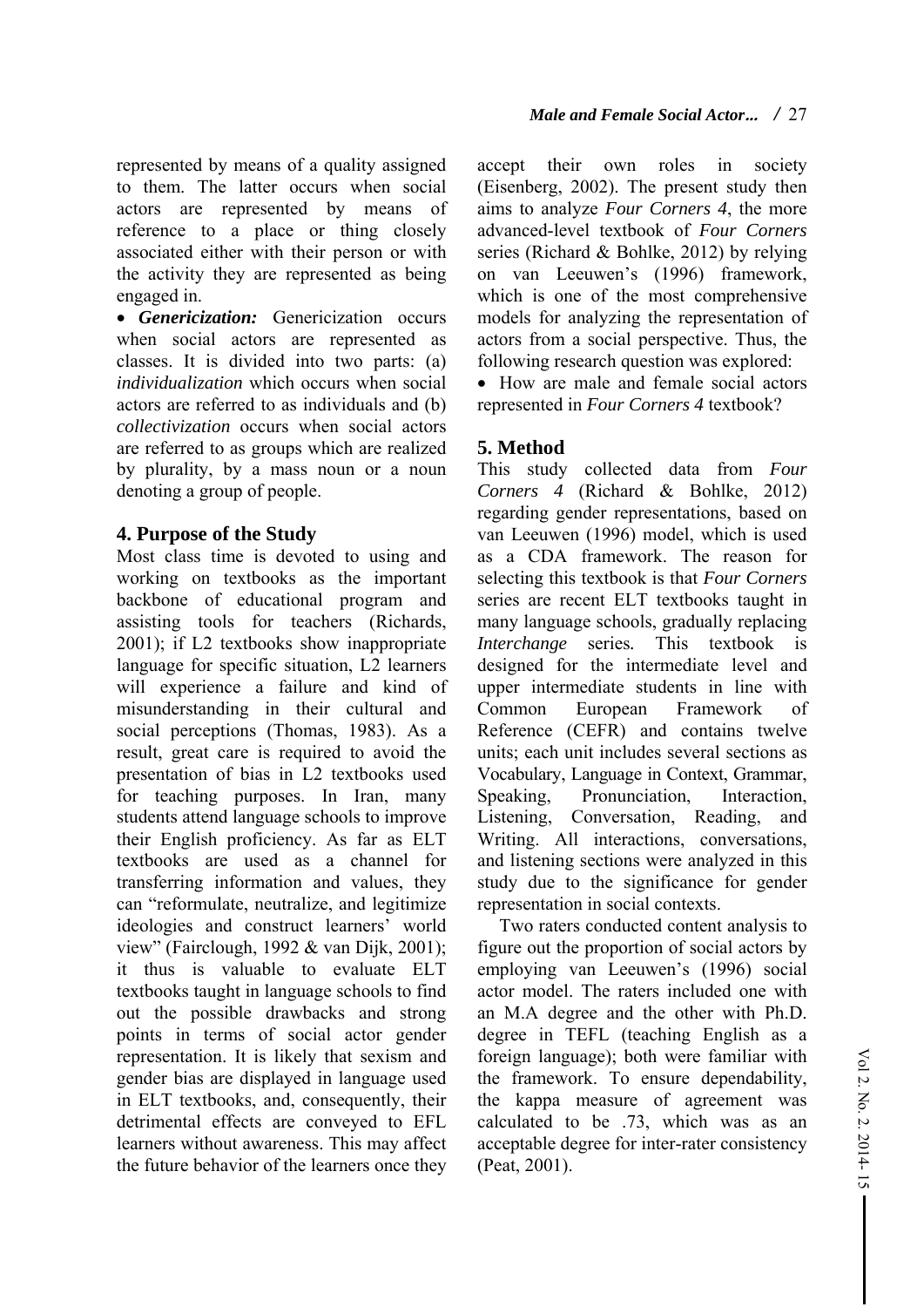represented by means of a quality assigned to them. The latter occurs when social actors are represented by means of reference to a place or thing closely associated either with their person or with the activity they are represented as being engaged in.

- ***Genericization:*** Genericization occurs when social actors are represented as classes. It is divided into two parts: (a) *individualization* which occurs when social actors are referred to as individuals and (b) *collectivization* occurs when social actors are referred to as groups which are realized by plurality, by a mass noun or a noun denoting a group of people.

## 4. Purpose of the Study

Most class time is devoted to using and working on textbooks as the important backbone of educational program and assisting tools for teachers (Richards, 2001); if L2 textbooks show inappropriate language for specific situation, L2 learners will experience a failure and kind of misunderstanding in their cultural and social perceptions (Thomas, 1983). As a result, great care is required to avoid the presentation of bias in L2 textbooks used for teaching purposes. In Iran, many students attend language schools to improve their English proficiency. As far as ELT textbooks are used as a channel for transferring information and values, they can "reformulate, neutralize, and legitimize ideologies and construct learners' world view" (Fairclough, 1992 & van Dijk, 2001); it thus is valuable to evaluate ELT textbooks taught in language schools to find out the possible drawbacks and strong points in terms of social actor gender representation. It is likely that sexism and gender bias are displayed in language used in ELT textbooks, and, consequently, their detrimental effects are conveyed to EFL learners without awareness. This may affect the future behavior of the learners once they accept their own roles in society (Eisenberg, 2002). The present study then aims to analyze *Four Corners 4*, the more advanced-level textbook of *Four Corners* series (Richard & Bohlke, 2012) by relying on van Leeuwen's (1996) framework, which is one of the most comprehensive models for analyzing the representation of actors from a social perspective. Thus, the following research question was explored:

- How are male and female social actors represented in *Four Corners 4* textbook?

## 5. Method

This study collected data from *Four Corners 4* (Richard & Bohlke, 2012) regarding gender representations, based on van Leeuwen (1996) model, which is used as a CDA framework. The reason for selecting this textbook is that *Four Corners* series are recent ELT textbooks taught in many language schools, gradually replacing *Interchange* series. This textbook is designed for the intermediate level and upper intermediate students in line with Common European Framework of Reference (CEFR) and contains twelve units; each unit includes several sections as Vocabulary, Language in Context, Grammar, Speaking, Pronunciation, Interaction, Listening, Conversation, Reading, and Writing. All interactions, conversations, and listening sections were analyzed in this study due to the significance for gender representation in social contexts.

Two raters conducted content analysis to figure out the proportion of social actors by employing van Leeuwen's (1996) social actor model. The raters included one with an M.A degree and the other with Ph.D. degree in TEFL (teaching English as a foreign language); both were familiar with the framework. To ensure dependability, the kappa measure of agreement was calculated to be .73, which was as an acceptable degree for inter-rater consistency (Peat, 2001).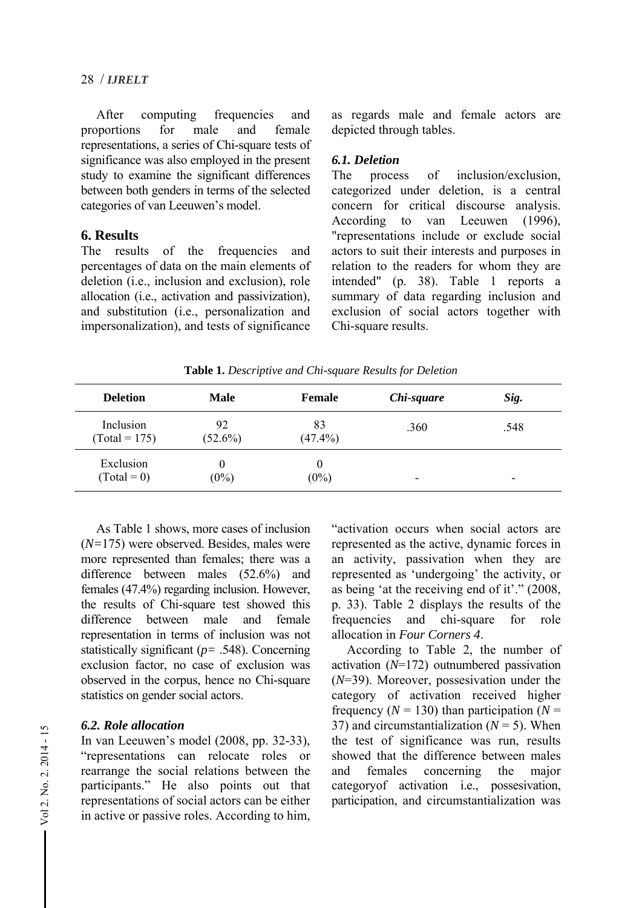After computing frequencies and proportions for male and female representations, a series of Chi-square tests of significance was also employed in the present study to examine the significant differences between both genders in terms of the selected categories of van Leeuwen's model.

## 6. Results

The results of the frequencies and percentages of data on the main elements of deletion (i.e., inclusion and exclusion), role allocation (i.e., activation and passivization), and substitution (i.e., personalization and impersonalization), and tests of significance as regards male and female actors are depicted through tables.

### 6.1. Deletion

The process of inclusion/exclusion, categorized under deletion, is a central concern for critical discourse analysis. According to van Leeuwen (1996), "representations include or exclude social actors to suit their interests and purposes in relation to the readers for whom they are intended" (p. 38). Table 1 reports a summary of data regarding inclusion and exclusion of social actors together with Chi-square results.

**Table 1.** *Descriptive and Chi-square Results for Deletion*

| Deletion | Male | Female | *Chi-square* | *Sig.* |
|---|---|---|---|---|
| Inclusion (Total = 175) | 92 (52.6%) | 83 (47.4%) | .360 | .548 |
| Exclusion (Total = 0) | 0 (0%) | 0 (0%) | - | - |

As Table 1 shows, more cases of inclusion ($N$=175) were observed. Besides, males were more represented than females; there was a difference between males (52.6%) and females (47.4%) regarding inclusion. However, the results of Chi-square test showed this difference between male and female representation in terms of inclusion was not statistically significant ($p$= .548). Concerning exclusion factor, no case of exclusion was observed in the corpus, hence no Chi-square statistics on gender social actors.

### 6.2. Role allocation

In van Leeuwen's model (2008, pp. 32-33), "representations can relocate roles or rearrange the social relations between the participants." He also points out that representations of social actors can be either in active or passive roles. According to him, "activation occurs when social actors are represented as the active, dynamic forces in an activity, passivation when they are represented as 'undergoing' the activity, or as being 'at the receiving end of it'." (2008, p. 33). Table 2 displays the results of the frequencies and chi-square for role allocation in *Four Corners 4*.

According to Table 2, the number of activation ($N$=172) outnumbered passivation ($N$=39). Moreover, possesivation under the category of activation received higher frequency ($N$ = 130) than participation ($N$ = 37) and circumstantialization ($N$ = 5). When the test of significance was run, results showed that the difference between males and females concerning the major categoryof activation i.e., possesivation, participation, and circumstantialization was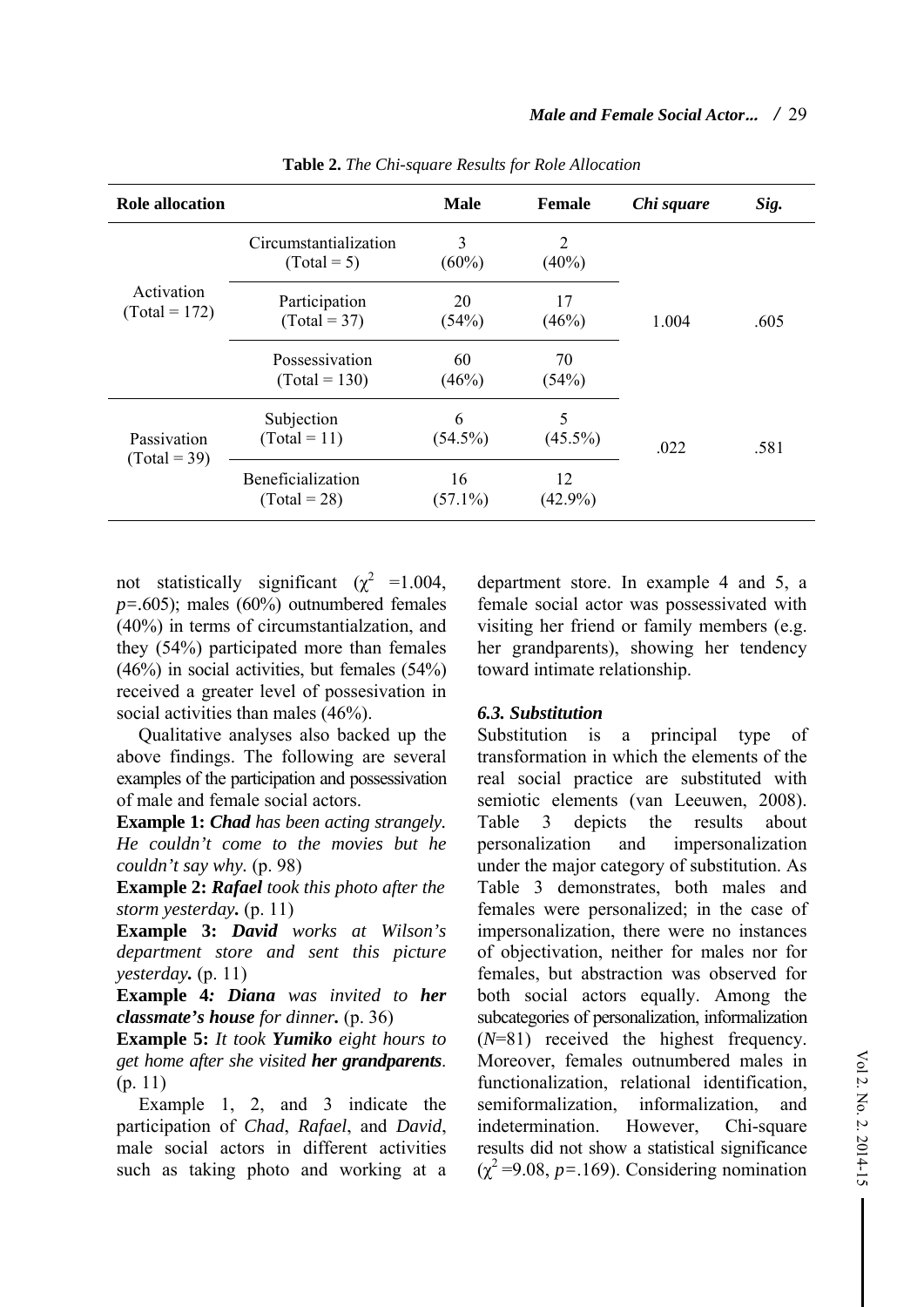**Table 2.** *The Chi-square Results for Role Allocation*

| Role allocation | | Male | Female | *Chi square* | *Sig.* |
|---|---|---|---|---|---|
| Activation (Total = 172) | Circumstantialization (Total = 5) | 3 (60%) | 2 (40%) | 1.004 | .605 |
| | Participation (Total = 37) | 20 (54%) | 17 (46%) | | |
| | Possessivation (Total = 130) | 60 (46%) | 70 (54%) | | |
| Passivation (Total = 39) | Subjection (Total = 11) | 6 (54.5%) | 5 (45.5%) | .022 | .581 |
| | Beneficialization (Total = 28) | 16 (57.1%) | 12 (42.9%) | | |

not statistically significant ($\chi^2$ =1.004, $p$=.605); males (60%) outnumbered females (40%) in terms of circumstantialzation, and they (54%) participated more than females (46%) in social activities, but females (54%) received a greater level of possesivation in social activities than males (46%).

Qualitative analyses also backed up the above findings. The following are several examples of the participation and possessivation of male and female social actors.

**Example 1:** ***Chad*** *has been acting strangely. He couldn't come to the movies but he couldn't say why.* (p. 98)

**Example 2:** ***Rafael*** *took this photo after the storm yesterday.* (p. 11)

**Example 3:** ***David*** *works at Wilson's department store and sent this picture yesterday.* (p. 11)

**Example 4:** ***Diana*** *was invited to* ***her classmate's house*** *for dinner.* (p. 36)

**Example 5:** *It took* ***Yumiko*** *eight hours to get home after she visited* ***her grandparents****.* (p. 11)

Example 1, 2, and 3 indicate the participation of *Chad*, *Rafael*, and *David*, male social actors in different activities such as taking photo and working at a department store. In example 4 and 5, a female social actor was possessivated with visiting her friend or family members (e.g. her grandparents), showing her tendency toward intimate relationship.

### *6.3. Substitution*

Substitution is a principal type of transformation in which the elements of the real social practice are substituted with semiotic elements (van Leeuwen, 2008). Table 3 depicts the results about personalization and impersonalization under the major category of substitution. As Table 3 demonstrates, both males and females were personalized; in the case of impersonalization, there were no instances of objectivation, neither for males nor for females, but abstraction was observed for both social actors equally. Among the subcategories of personalization, informalization ($N$=81) received the highest frequency. Moreover, females outnumbered males in functionalization, relational identification, semiformalization, informalization, and indetermination. However, Chi-square results did not show a statistical significance ($\chi^2$ =9.08, $p$=.169). Considering nomination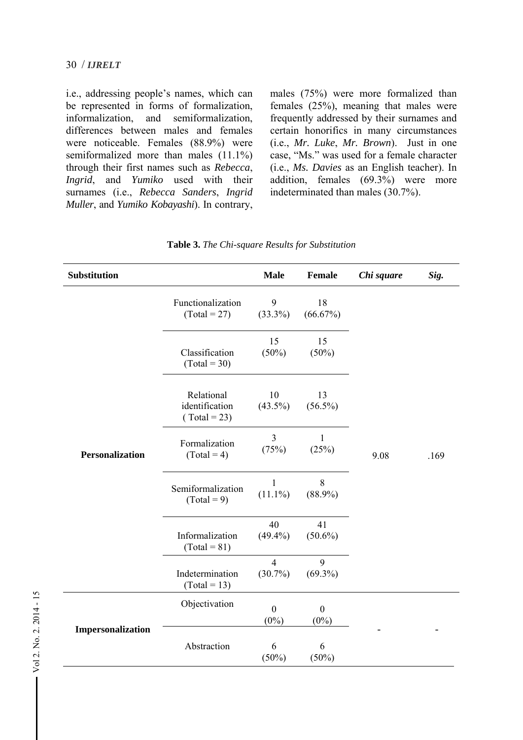i.e., addressing people's names, which can be represented in forms of formalization, informalization, and semiformalization, differences between males and females were noticeable. Females (88.9%) were semiformalized more than males (11.1%) through their first names such as *Rebecca*, *Ingrid*, and *Yumiko* used with their surnames (i.e., *Rebecca Sanders*, *Ingrid Muller*, and *Yumiko Kobayashi*). In contrary, males (75%) were more formalized than females (25%), meaning that males were frequently addressed by their surnames and certain honorifics in many circumstances (i.e., *Mr. Luke*, *Mr. Brown*). Just in one case, "Ms." was used for a female character (i.e., *Ms. Davies* as an English teacher). In addition, females (69.3%) were more indeterminated than males (30.7%).

**Table 3.** *The Chi-square Results for Substitution*

| Substitution | | Male | Female | *Chi square* | *Sig.* |
|---|---|---|---|---|---|
| **Personalization** | Functionalization (Total = 27) | 9 (33.3%) | 18 (66.67%) | 9.08 | .169 |
| | Classification (Total = 30) | 15 (50%) | 15 (50%) | | |
| | Relational identification ( Total = 23) | 10 (43.5%) | 13 (56.5%) | | |
| | Formalization (Total = 4) | 3 (75%) | 1 (25%) | | |
| | Semiformalization (Total = 9) | 1 (11.1%) | 8 (88.9%) | | |
| | Informalization (Total = 81) | 40 (49.4%) | 41 (50.6%) | | |
| | Indetermination (Total = 13) | 4 (30.7%) | 9 (69.3%) | | |
| **Impersonalization** | Objectivation | 0 (0%) | 0 (0%) | - | - |
| | Abstraction | 6 (50%) | 6 (50%) | | |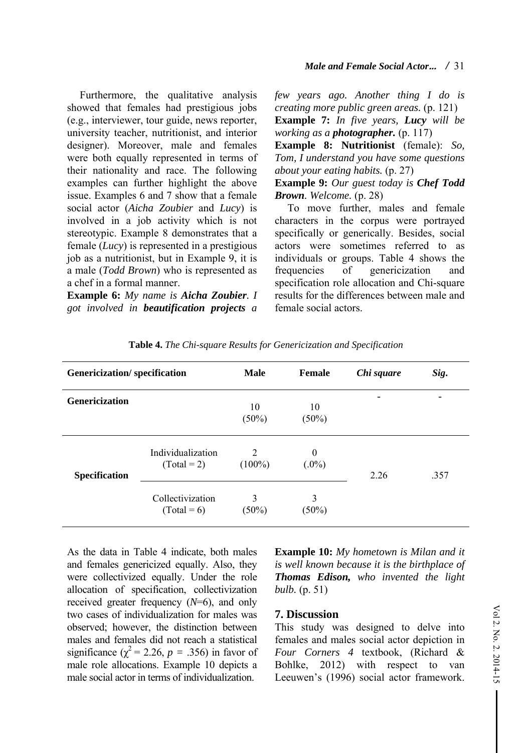Furthermore, the qualitative analysis showed that females had prestigious jobs (e.g., interviewer, tour guide, news reporter, university teacher, nutritionist, and interior designer). Moreover, male and females were both equally represented in terms of their nationality and race. The following examples can further highlight the above issue. Examples 6 and 7 show that a female social actor (*Aicha Zoubier* and *Lucy*) is involved in a job activity which is not stereotypic. Example 8 demonstrates that a female (*Lucy*) is represented in a prestigious job as a nutritionist, but in Example 9, it is a male (*Todd Brown*) who is represented as a chef in a formal manner.

**Example 6:** *My name is **Aicha Zoubier**. I got involved in **beautification projects** a few years ago. Another thing I do is creating more public green areas.* (p. 121)

**Example 7:** *In five years, **Lucy** will be working as a **photographer.*** (p. 117)

**Example 8: Nutritionist** (female): *So, Tom, I understand you have some questions about your eating habits.* (p. 27)

**Example 9:** *Our guest today is **Chef Todd Brown**. Welcome.* (p. 28)

To move further, males and female characters in the corpus were portrayed specifically or generically. Besides, social actors were sometimes referred to as individuals or groups. Table 4 shows the frequencies of genericization and specification role allocation and Chi-square results for the differences between male and female social actors.

**Table 4.** *The Chi-square Results for Genericization and Specification*

| Genericization/ specification | | Male | Female | *Chi square* | *Sig.* |
|---|---|---|---|---|---|
| **Genericization** | | 10 (50%) | 10 (50%) | - | - |
| **Specification** | Individualization (Total = 2) | 2 (100%) | 0 (.0%) | 2.26 | .357 |
| | Collectivization (Total = 6) | 3 (50%) | 3 (50%) | | |

As the data in Table 4 indicate, both males and females genericized equally. Also, they were collectivized equally. Under the role allocation of specification, collectivization received greater frequency (*N*=6), and only two cases of individualization for males was observed; however, the distinction between males and females did not reach a statistical significance ($\chi^2 = 2.26$, $p = .356$) in favor of male role allocations. Example 10 depicts a male social actor in terms of individualization.

**Example 10:** *My hometown is Milan and it is well known because it is the birthplace of **Thomas Edison,** who invented the light bulb.* (p. 51)

## 7. Discussion

This study was designed to delve into females and males social actor depiction in *Four Corners 4* textbook, (Richard & Bohlke, 2012) with respect to van Leeuwen's (1996) social actor framework.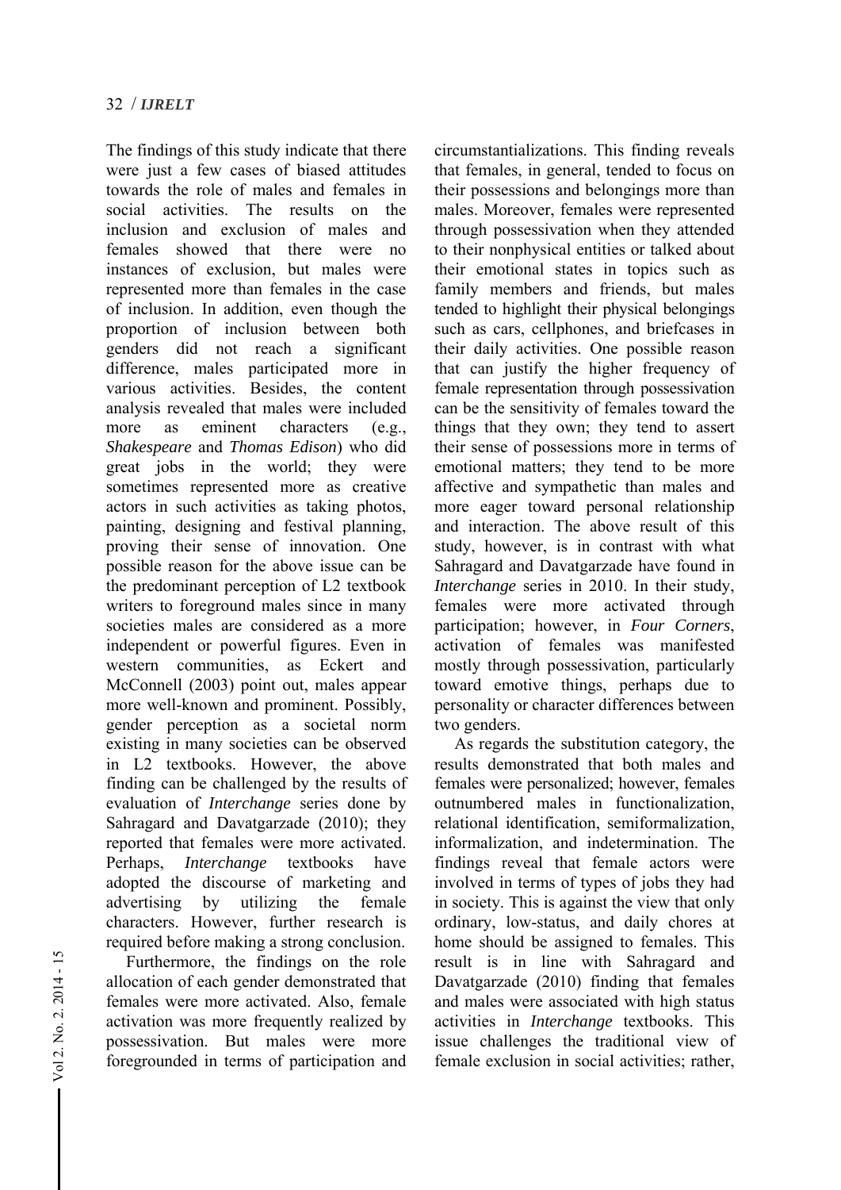The findings of this study indicate that there were just a few cases of biased attitudes towards the role of males and females in social activities. The results on the inclusion and exclusion of males and females showed that there were no instances of exclusion, but males were represented more than females in the case of inclusion. In addition, even though the proportion of inclusion between both genders did not reach a significant difference, males participated more in various activities. Besides, the content analysis revealed that males were included more as eminent characters (e.g., *Shakespeare* and *Thomas Edison*) who did great jobs in the world; they were sometimes represented more as creative actors in such activities as taking photos, painting, designing and festival planning, proving their sense of innovation. One possible reason for the above issue can be the predominant perception of L2 textbook writers to foreground males since in many societies males are considered as a more independent or powerful figures. Even in western communities, as Eckert and McConnell (2003) point out, males appear more well-known and prominent. Possibly, gender perception as a societal norm existing in many societies can be observed in L2 textbooks. However, the above finding can be challenged by the results of evaluation of *Interchange* series done by Sahragard and Davatgarzade (2010); they reported that females were more activated. Perhaps, *Interchange* textbooks have adopted the discourse of marketing and advertising by utilizing the female characters. However, further research is required before making a strong conclusion.

Furthermore, the findings on the role allocation of each gender demonstrated that females were more activated. Also, female activation was more frequently realized by possessivation. But males were more foregrounded in terms of participation and circumstantializations. This finding reveals that females, in general, tended to focus on their possessions and belongings more than males. Moreover, females were represented through possessivation when they attended to their nonphysical entities or talked about their emotional states in topics such as family members and friends, but males tended to highlight their physical belongings such as cars, cellphones, and briefcases in their daily activities. One possible reason that can justify the higher frequency of female representation through possessivation can be the sensitivity of females toward the things that they own; they tend to assert their sense of possessions more in terms of emotional matters; they tend to be more affective and sympathetic than males and more eager toward personal relationship and interaction. The above result of this study, however, is in contrast with what Sahragard and Davatgarzade have found in *Interchange* series in 2010. In their study, females were more activated through participation; however, in *Four Corners*, activation of females was manifested mostly through possessivation, particularly toward emotive things, perhaps due to personality or character differences between two genders.

As regards the substitution category, the results demonstrated that both males and females were personalized; however, females outnumbered males in functionalization, relational identification, semiformalization, informalization, and indetermination. The findings reveal that female actors were involved in terms of types of jobs they had in society. This is against the view that only ordinary, low-status, and daily chores at home should be assigned to females. This result is in line with Sahragard and Davatgarzade (2010) finding that females and males were associated with high status activities in *Interchange* textbooks. This issue challenges the traditional view of female exclusion in social activities; rather,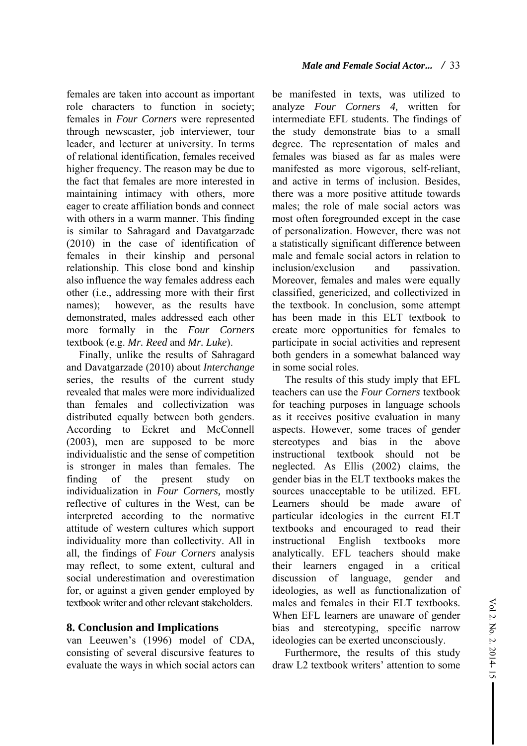females are taken into account as important role characters to function in society; females in *Four Corners* were represented through newscaster, job interviewer, tour leader, and lecturer at university. In terms of relational identification, females received higher frequency. The reason may be due to the fact that females are more interested in maintaining intimacy with others, more eager to create affiliation bonds and connect with others in a warm manner. This finding is similar to Sahragard and Davatgarzade (2010) in the case of identification of females in their kinship and personal relationship. This close bond and kinship also influence the way females address each other (i.e., addressing more with their first names); however, as the results have demonstrated, males addressed each other more formally in the *Four Corners* textbook (e.g. *Mr. Reed* and *Mr. Luke*).

Finally, unlike the results of Sahragard and Davatgarzade (2010) about *Interchange* series, the results of the current study revealed that males were more individualized than females and collectivization was distributed equally between both genders. According to Eckret and McConnell (2003), men are supposed to be more individualistic and the sense of competition is stronger in males than females. The finding of the present study on individualization in *Four Corners,* mostly reflective of cultures in the West, can be interpreted according to the normative attitude of western cultures which support individuality more than collectivity. All in all, the findings of *Four Corners* analysis may reflect, to some extent, cultural and social underestimation and overestimation for, or against a given gender employed by textbook writer and other relevant stakeholders.

## 8. Conclusion and Implications

van Leeuwen's (1996) model of CDA, consisting of several discursive features to evaluate the ways in which social actors can be manifested in texts, was utilized to analyze *Four Corners 4,* written for intermediate EFL students. The findings of the study demonstrate bias to a small degree. The representation of males and females was biased as far as males were manifested as more vigorous, self-reliant, and active in terms of inclusion. Besides, there was a more positive attitude towards males; the role of male social actors was most often foregrounded except in the case of personalization. However, there was not a statistically significant difference between male and female social actors in relation to inclusion/exclusion and passivation. Moreover, females and males were equally classified, genericized, and collectivized in the textbook. In conclusion, some attempt has been made in this ELT textbook to create more opportunities for females to participate in social activities and represent both genders in a somewhat balanced way in some social roles.

The results of this study imply that EFL teachers can use the *Four Corners* textbook for teaching purposes in language schools as it receives positive evaluation in many aspects. However, some traces of gender stereotypes and bias in the above instructional textbook should not be neglected. As Ellis (2002) claims, the gender bias in the ELT textbooks makes the sources unacceptable to be utilized. EFL Learners should be made aware of particular ideologies in the current ELT textbooks and encouraged to read their instructional English textbooks more analytically. EFL teachers should make their learners engaged in a critical discussion of language, gender and ideologies, as well as functionalization of males and females in their ELT textbooks. When EFL learners are unaware of gender bias and stereotyping, specific narrow ideologies can be exerted unconsciously.

Furthermore, the results of this study draw L2 textbook writers' attention to some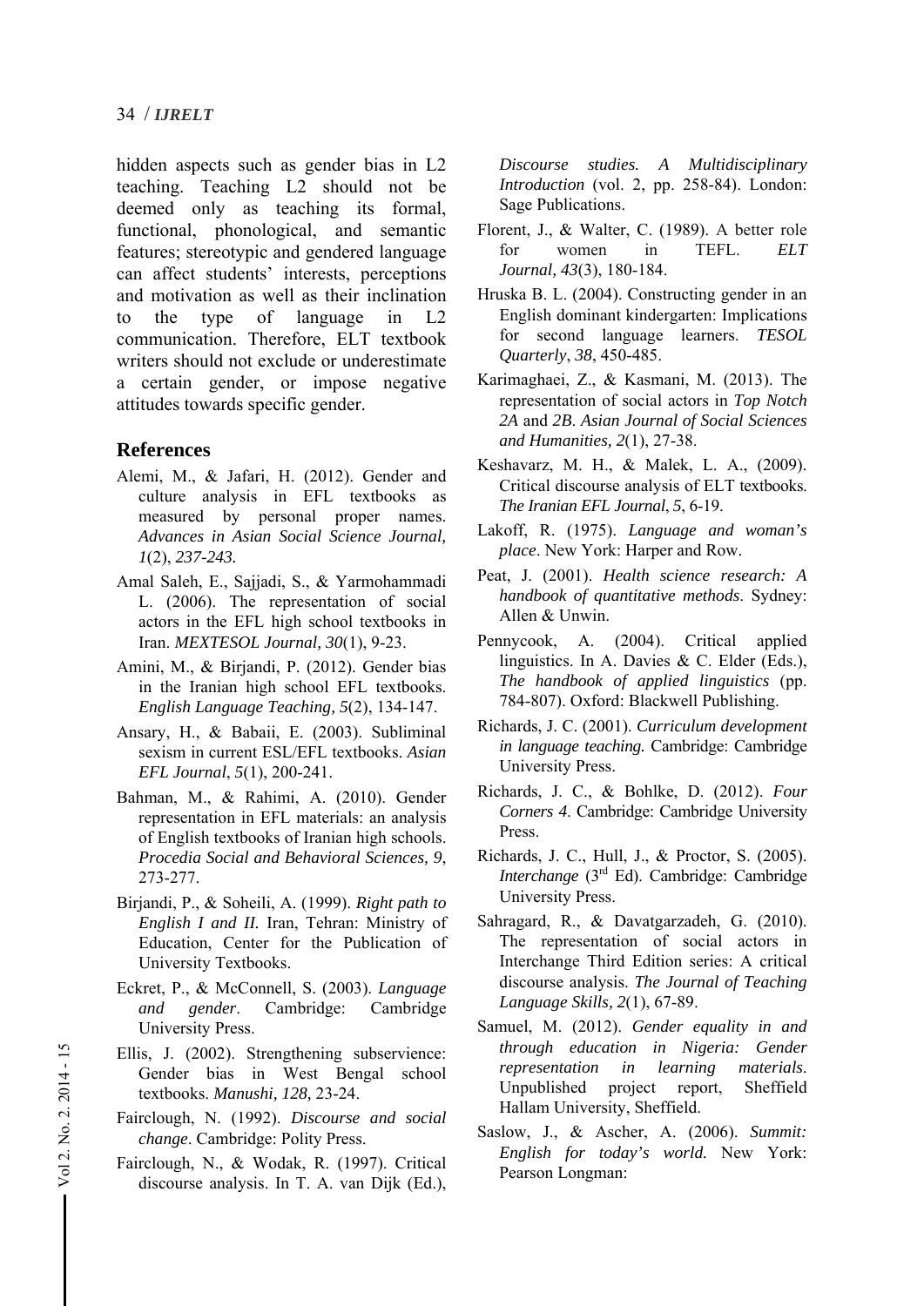hidden aspects such as gender bias in L2 teaching. Teaching L2 should not be deemed only as teaching its formal, functional, phonological, and semantic features; stereotypic and gendered language can affect students' interests, perceptions and motivation as well as their inclination to the type of language in L2 communication. Therefore, ELT textbook writers should not exclude or underestimate a certain gender, or impose negative attitudes towards specific gender.

## References

Alemi, M., & Jafari, H. (2012). Gender and culture analysis in EFL textbooks as measured by personal proper names. *Advances in Asian Social Science Journal, 1*(2), *237-243.*

Amal Saleh, E., Sajjadi, S., & Yarmohammadi L. (2006). The representation of social actors in the EFL high school textbooks in Iran. *MEXTESOL Journal, 30*(1), 9-23.

Amini, M., & Birjandi, P. (2012). Gender bias in the Iranian high school EFL textbooks. *English Language Teaching, 5*(2), 134-147.

Ansary, H., & Babaii, E. (2003). Subliminal sexism in current ESL/EFL textbooks. *Asian EFL Journal*, *5*(1), 200-241.

Bahman, M., & Rahimi, A. (2010). Gender representation in EFL materials: an analysis of English textbooks of Iranian high schools. *Procedia Social and Behavioral Sciences, 9*, 273-277.

Birjandi, P., & Soheili, A. (1999). *Right path to English I and II.* Iran, Tehran: Ministry of Education, Center for the Publication of University Textbooks.

Eckret, P., & McConnell, S. (2003). *Language and gender*. Cambridge: Cambridge University Press.

Ellis, J. (2002). Strengthening subservience: Gender bias in West Bengal school textbooks. *Manushi, 128,* 23-24.

Fairclough, N. (1992). *Discourse and social change*. Cambridge: Polity Press.

Fairclough, N., & Wodak, R. (1997). Critical discourse analysis. In T. A. van Dijk (Ed.), *Discourse studies. A Multidisciplinary Introduction* (vol. 2, pp. 258-84). London: Sage Publications.

Florent, J., & Walter, C. (1989). A better role for women in TEFL. *ELT Journal, 43*(3), 180-184.

Hruska B. L. (2004). Constructing gender in an English dominant kindergarten: Implications for second language learners. *TESOL Quarterly*, *38*, 450-485.

Karimaghaei, Z., & Kasmani, M. (2013). The representation of social actors in *Top Notch 2A* and *2B*. *Asian Journal of Social Sciences and Humanities, 2*(1), 27-38.

Keshavarz, M. H., & Malek, L. A., (2009). Critical discourse analysis of ELT textbooks. *The Iranian EFL Journal*, *5*, 6-19.

Lakoff, R. (1975). *Language and woman's place*. New York: Harper and Row.

Peat, J. (2001). *Health science research: A handbook of quantitative methods*. Sydney: Allen & Unwin.

Pennycook, A. (2004). Critical applied linguistics. In A. Davies & C. Elder (Eds.), *The handbook of applied linguistics* (pp. 784-807). Oxford: Blackwell Publishing.

Richards, J. C. (2001). *Curriculum development in language teaching.* Cambridge: Cambridge University Press.

Richards, J. C., & Bohlke, D. (2012). *Four Corners 4*. Cambridge: Cambridge University Press.

Richards, J. C., Hull, J., & Proctor, S. (2005). *Interchange* (3rd Ed). Cambridge: Cambridge University Press.

Sahragard, R., & Davatgarzadeh, G. (2010). The representation of social actors in Interchange Third Edition series: A critical discourse analysis. *The Journal of Teaching Language Skills, 2*(1), 67-89.

Samuel, M. (2012). *Gender equality in and through education in Nigeria: Gender representation in learning materials*. Unpublished project report, Sheffield Hallam University, Sheffield.

Saslow, J., & Ascher, A. (2006). *Summit: English for today's world.* New York: Pearson Longman: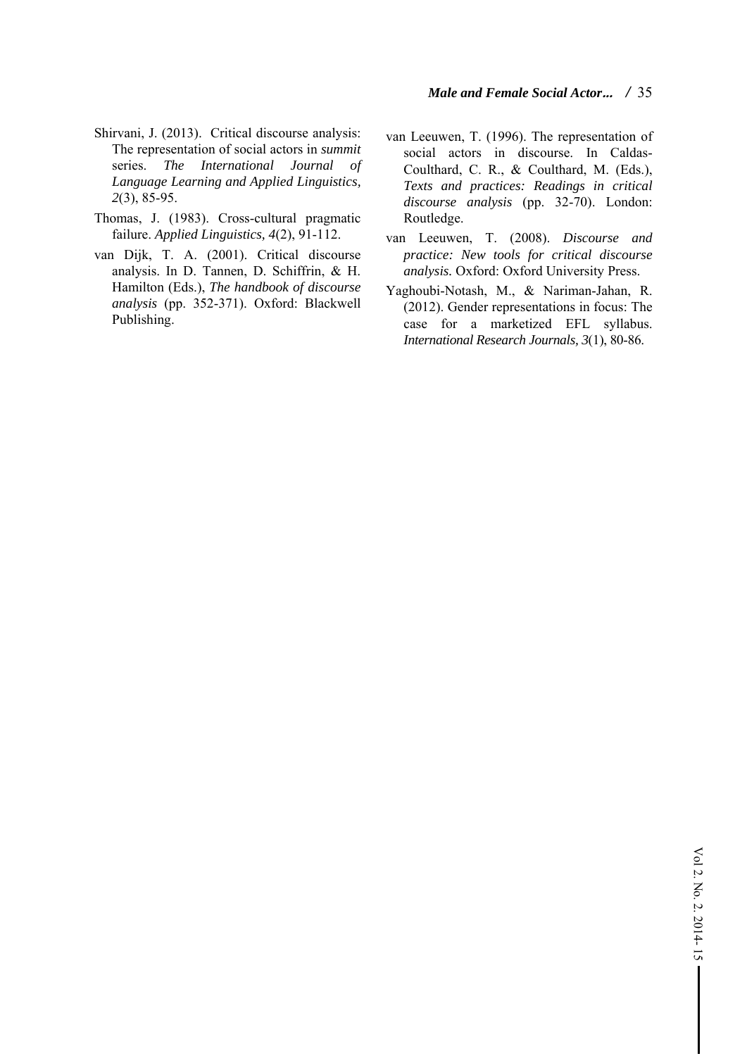Shirvani, J. (2013). Critical discourse analysis: The representation of social actors in *summit* series. *The International Journal of Language Learning and Applied Linguistics, 2*(3), 85-95.

Thomas, J. (1983). Cross-cultural pragmatic failure. *Applied Linguistics, 4*(2), 91-112.

van Dijk, T. A. (2001). Critical discourse analysis. In D. Tannen, D. Schiffrin, & H. Hamilton (Eds.), *The handbook of discourse analysis* (pp. 352-371). Oxford: Blackwell Publishing.

van Leeuwen, T. (1996). The representation of social actors in discourse. In Caldas-Coulthard, C. R., & Coulthard, M. (Eds.), *Texts and practices: Readings in critical discourse analysis* (pp. 32-70). London: Routledge.

van Leeuwen, T. (2008). *Discourse and practice: New tools for critical discourse analysis.* Oxford: Oxford University Press.

Yaghoubi-Notash, M., & Nariman-Jahan, R. (2012). Gender representations in focus: The case for a marketized EFL syllabus. *International Research Journals, 3*(1), 80-86.